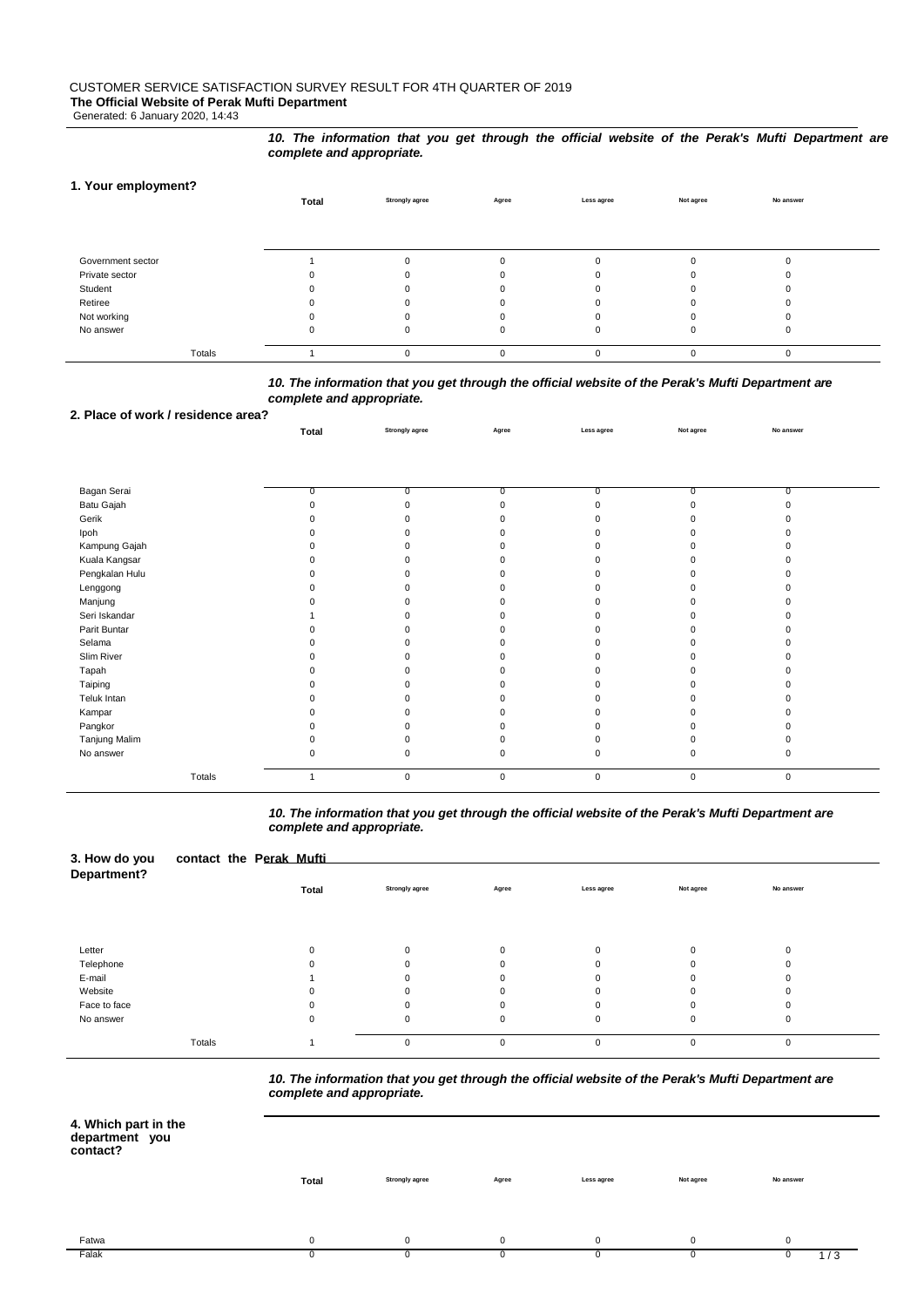CUSTOMER SERVICE SATISFACTION SURVEY RESULT FOR 4TH QUARTER OF 2019

**The Official Website of Perak Mufti Department**

Generated: 6 January 2020, 14:43

***10. The information that you get through the official website of the Perak's Mufti Department are complete and appropriate.***

**1. Your employment?**

| | Total | Strongly agree | Agree | Less agree | Not agree | No answer |
|---|---|---|---|---|---|---|
| Government sector | 1 | 0 | 0 | 0 | 0 | 0 |
| Private sector | 0 | 0 | 0 | 0 | 0 | 0 |
| Student | 0 | 0 | 0 | 0 | 0 | 0 |
| Retiree | 0 | 0 | 0 | 0 | 0 | 0 |
| Not working | 0 | 0 | 0 | 0 | 0 | 0 |
| No answer | 0 | 0 | 0 | 0 | 0 | 0 |
| Totals | 1 | 0 | 0 | 0 | 0 | 0 |

***10. The information that you get through the official website of the Perak's Mufti Department are complete and appropriate.***

**2. Place of work / residence area?**

| | Total | Strongly agree | Agree | Less agree | Not agree | No answer |
|---|---|---|---|---|---|---|
| Bagan Serai | 0 | 0 | 0 | 0 | 0 | 0 |
| Batu Gajah | 0 | 0 | 0 | 0 | 0 | 0 |
| Gerik | 0 | 0 | 0 | 0 | 0 | 0 |
| Ipoh | 0 | 0 | 0 | 0 | 0 | 0 |
| Kampung Gajah | 0 | 0 | 0 | 0 | 0 | 0 |
| Kuala Kangsar | 0 | 0 | 0 | 0 | 0 | 0 |
| Pengkalan Hulu | 0 | 0 | 0 | 0 | 0 | 0 |
| Lenggong | 0 | 0 | 0 | 0 | 0 | 0 |
| Manjung | 0 | 0 | 0 | 0 | 0 | 0 |
| Seri Iskandar | 1 | 0 | 0 | 0 | 0 | 0 |
| Parit Buntar | 0 | 0 | 0 | 0 | 0 | 0 |
| Selama | 0 | 0 | 0 | 0 | 0 | 0 |
| Slim River | 0 | 0 | 0 | 0 | 0 | 0 |
| Tapah | 0 | 0 | 0 | 0 | 0 | 0 |
| Taiping | 0 | 0 | 0 | 0 | 0 | 0 |
| Teluk Intan | 0 | 0 | 0 | 0 | 0 | 0 |
| Kampar | 0 | 0 | 0 | 0 | 0 | 0 |
| Pangkor | 0 | 0 | 0 | 0 | 0 | 0 |
| Tanjung Malim | 0 | 0 | 0 | 0 | 0 | 0 |
| No answer | 0 | 0 | 0 | 0 | 0 | 0 |
| Totals | 1 | 0 | 0 | 0 | 0 | 0 |

***10. The information that you get through the official website of the Perak's Mufti Department are complete and appropriate.***

**3. How do you contact the Perak Mufti Department?**

| | Total | Strongly agree | Agree | Less agree | Not agree | No answer |
|---|---|---|---|---|---|---|
| Letter | 0 | 0 | 0 | 0 | 0 | 0 |
| Telephone | 0 | 0 | 0 | 0 | 0 | 0 |
| E-mail | 1 | 0 | 0 | 0 | 0 | 0 |
| Website | 0 | 0 | 0 | 0 | 0 | 0 |
| Face to face | 0 | 0 | 0 | 0 | 0 | 0 |
| No answer | 0 | 0 | 0 | 0 | 0 | 0 |
| Totals | 1 | 0 | 0 | 0 | 0 | 0 |

***10. The information that you get through the official website of the Perak's Mufti Department are complete and appropriate.***

**4. Which part in the department you contact?**

| | Total | Strongly agree | Agree | Less agree | Not agree | No answer |
|---|---|---|---|---|---|---|
| Fatwa | 0 | 0 | 0 | 0 | 0 | 0 |
| Falak | 0 | 0 | 0 | 0 | 0 | 0 |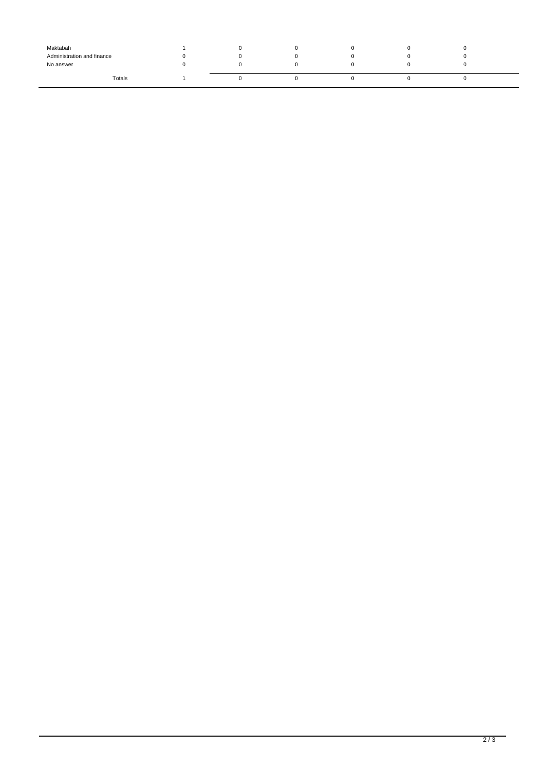| | | | | | | |
|---|---|---|---|---|---|---|
| Maktabah | 1 | 0 | 0 | 0 | 0 | 0 |
| Administration and finance | 0 | 0 | 0 | 0 | 0 | 0 |
| No answer | 0 | 0 | 0 | 0 | 0 | 0 |
| Totals | 1 | 0 | 0 | 0 | 0 | 0 |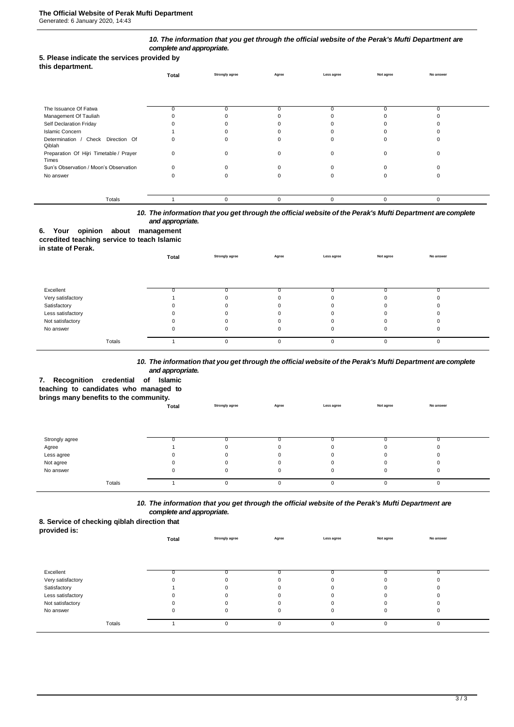*10. The information that you get through the official website of the Perak's Mufti Department are complete and appropriate.*

**5. Please indicate the services provided by this department.**

| | Total | Strongly agree | Agree | Less agree | Not agree | No answer |
|---|---|---|---|---|---|---|
| The Issuance Of Fatwa | 0 | 0 | 0 | 0 | 0 | 0 |
| Management Of Tauliah | 0 | 0 | 0 | 0 | 0 | 0 |
| Self Declaration Friday | 0 | 0 | 0 | 0 | 0 | 0 |
| Islamic Concern | 1 | 0 | 0 | 0 | 0 | 0 |
| Determination / Check Direction Of Qiblah | 0 | 0 | 0 | 0 | 0 | 0 |
| Preparation Of Hijri Timetable / Prayer Times | 0 | 0 | 0 | 0 | 0 | 0 |
| Sun's Observation / Moon's Observation | 0 | 0 | 0 | 0 | 0 | 0 |
| No answer | 0 | 0 | 0 | 0 | 0 | 0 |
| Totals | 1 | 0 | 0 | 0 | 0 | 0 |

*10. The information that you get through the official website of the Perak's Mufti Department are complete and appropriate.*

**6. Your opinion about management ccredited teaching service to teach Islamic in state of Perak.**

| | Total | Strongly agree | Agree | Less agree | Not agree | No answer |
|---|---|---|---|---|---|---|
| Excellent | 0 | 0 | 0 | 0 | 0 | 0 |
| Very satisfactory | 1 | 0 | 0 | 0 | 0 | 0 |
| Satisfactory | 0 | 0 | 0 | 0 | 0 | 0 |
| Less satisfactory | 0 | 0 | 0 | 0 | 0 | 0 |
| Not satisfactory | 0 | 0 | 0 | 0 | 0 | 0 |
| No answer | 0 | 0 | 0 | 0 | 0 | 0 |
| Totals | 1 | 0 | 0 | 0 | 0 | 0 |

*10. The information that you get through the official website of the Perak's Mufti Department are complete and appropriate.*

**7. Recognition credential of Islamic teaching to candidates who managed to brings many benefits to the community.**

| | Total | Strongly agree | Agree | Less agree | Not agree | No answer |
|---|---|---|---|---|---|---|
| Strongly agree | 0 | 0 | 0 | 0 | 0 | 0 |
| Agree | 1 | 0 | 0 | 0 | 0 | 0 |
| Less agree | 0 | 0 | 0 | 0 | 0 | 0 |
| Not agree | 0 | 0 | 0 | 0 | 0 | 0 |
| No answer | 0 | 0 | 0 | 0 | 0 | 0 |
| Totals | 1 | 0 | 0 | 0 | 0 | 0 |

*10. The information that you get through the official website of the Perak's Mufti Department are complete and appropriate.*

**8. Service of checking qiblah direction that provided is:**

| | Total | Strongly agree | Agree | Less agree | Not agree | No answer |
|---|---|---|---|---|---|---|
| Excellent | 0 | 0 | 0 | 0 | 0 | 0 |
| Very satisfactory | 0 | 0 | 0 | 0 | 0 | 0 |
| Satisfactory | 1 | 0 | 0 | 0 | 0 | 0 |
| Less satisfactory | 0 | 0 | 0 | 0 | 0 | 0 |
| Not satisfactory | 0 | 0 | 0 | 0 | 0 | 0 |
| No answer | 0 | 0 | 0 | 0 | 0 | 0 |
| Totals | 1 | 0 | 0 | 0 | 0 | 0 |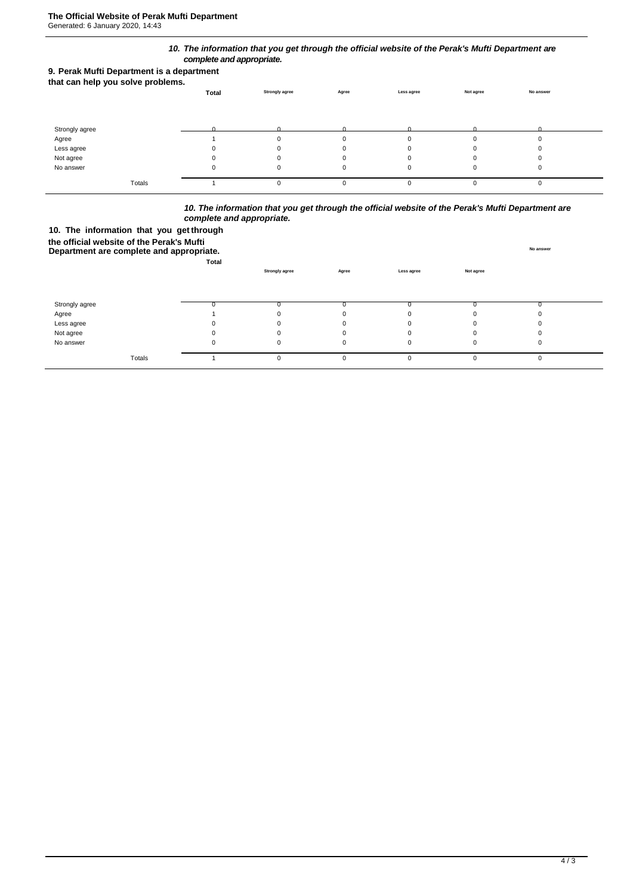## 9. Perak Mufti Department is a department that can help you solve problems.

*10. The information that you get through the official website of the Perak's Mufti Department are complete and appropriate.*

| | Total | Strongly agree | Agree | Less agree | Not agree | No answer |
|---|---|---|---|---|---|---|
| Strongly agree | 0 | 0 | 0 | 0 | 0 | 0 |
| Agree | 1 | 0 | 0 | 0 | 0 | 0 |
| Less agree | 0 | 0 | 0 | 0 | 0 | 0 |
| Not agree | 0 | 0 | 0 | 0 | 0 | 0 |
| No answer | 0 | 0 | 0 | 0 | 0 | 0 |
| Totals | 1 | 0 | 0 | 0 | 0 | 0 |

## 10. The information that you get through the official website of the Perak's Mufti Department are complete and appropriate.

*10. The information that you get through the official website of the Perak's Mufti Department are complete and appropriate.*

| | Total | Strongly agree | Agree | Less agree | Not agree | No answer |
|---|---|---|---|---|---|---|
| Strongly agree | 0 | 0 | 0 | 0 | 0 | 0 |
| Agree | 1 | 0 | 0 | 0 | 0 | 0 |
| Less agree | 0 | 0 | 0 | 0 | 0 | 0 |
| Not agree | 0 | 0 | 0 | 0 | 0 | 0 |
| No answer | 0 | 0 | 0 | 0 | 0 | 0 |
| Totals | 1 | 0 | 0 | 0 | 0 | 0 |